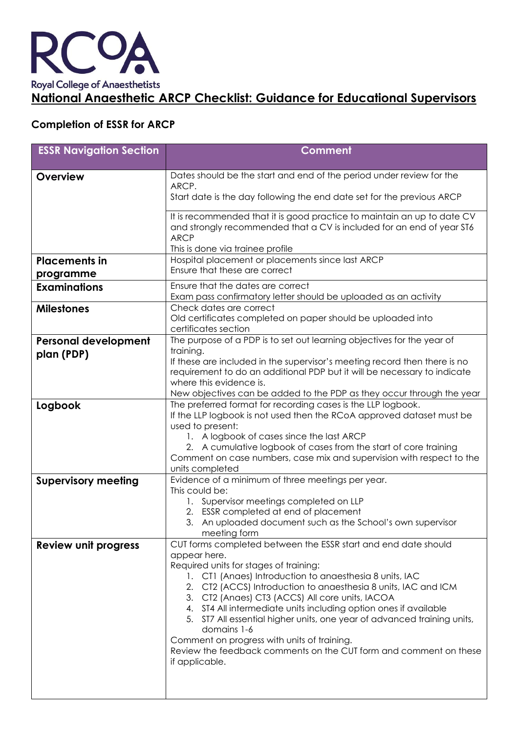RCoA

Royal College of Anaesthetists

# National Anaesthetic ARCP Checklist: Guidance for Educational Supervisors

## Completion of ESSR for ARCP

| ESSR Navigation Section | Comment |
| --- | --- |
| **Overview** | Dates should be the start and end of the period under review for the ARCP.<br>Start date is the day following the end date set for the previous ARCP<br><br>It is recommended that it is good practice to maintain an up to date CV and strongly recommended that a CV is included for an end of year ST6 ARCP<br>This is done via trainee profile |
| **Placements in programme** | Hospital placement or placements since last ARCP<br>Ensure that these are correct |
| **Examinations** | Ensure that the dates are correct<br>Exam pass confirmatory letter should be uploaded as an activity |
| **Milestones** | Check dates are correct<br>Old certificates completed on paper should be uploaded into certificates section |
| **Personal development plan (PDP)** | The purpose of a PDP is to set out learning objectives for the year of training.<br>If these are included in the supervisor's meeting record then there is no requirement to do an additional PDP but it will be necessary to indicate where this evidence is.<br>New objectives can be added to the PDP as they occur through the year |
| **Logbook** | The preferred format for recording cases is the LLP logbook.<br>If the LLP logbook is not used then the RCoA approved dataset must be used to present:<br>1. A logbook of cases since the last ARCP<br>2. A cumulative logbook of cases from the start of core training<br>Comment on case numbers, case mix and supervision with respect to the units completed |
| **Supervisory meeting** | Evidence of a minimum of three meetings per year.<br>This could be:<br>1. Supervisor meetings completed on LLP<br>2. ESSR completed at end of placement<br>3. An uploaded document such as the School's own supervisor meeting form |
| **Review unit progress** | CUT forms completed between the ESSR start and end date should appear here.<br>Required units for stages of training:<br>1. CT1 (Anaes) Introduction to anaesthesia 8 units, IAC<br>2. CT2 (ACCS) Introduction to anaesthesia 8 units, IAC and ICM<br>3. CT2 (Anaes) CT3 (ACCS) All core units, IACOA<br>4. ST4 All intermediate units including option ones if available<br>5. ST7 All essential higher units, one year of advanced training units, domains 1-6<br>Comment on progress with units of training.<br>Review the feedback comments on the CUT form and comment on these if applicable. |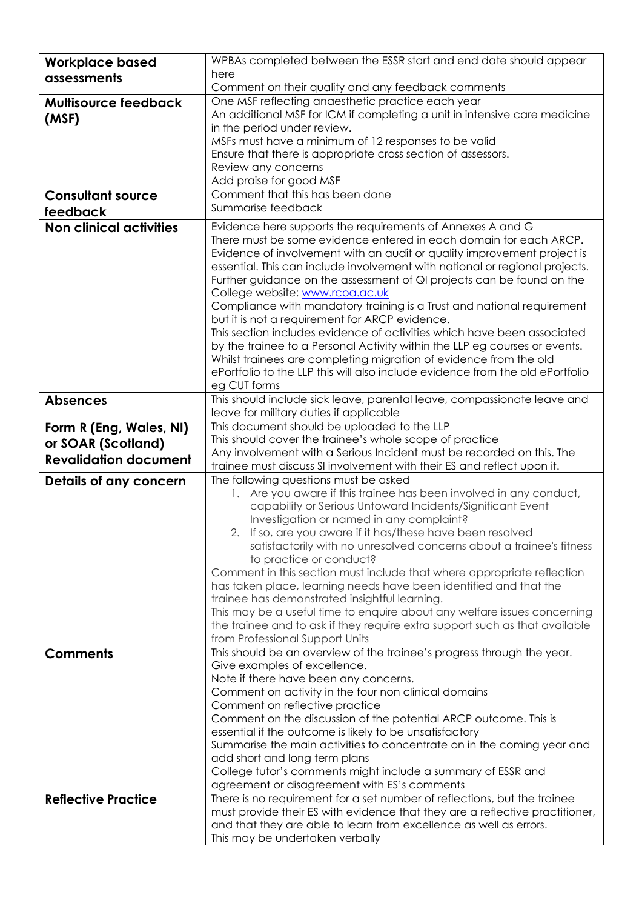| | |
|---|---|
| **Workplace based assessments** | WPBAs completed between the ESSR start and end date should appear here<br>Comment on their quality and any feedback comments |
| **Multisource feedback (MSF)** | One MSF reflecting anaesthetic practice each year<br>An additional MSF for ICM if completing a unit in intensive care medicine in the period under review.<br>MSFs must have a minimum of 12 responses to be valid<br>Ensure that there is appropriate cross section of assessors.<br>Review any concerns<br>Add praise for good MSF |
| **Consultant source feedback** | Comment that this has been done<br>Summarise feedback |
| **Non clinical activities** | Evidence here supports the requirements of Annexes A and G<br>There must be some evidence entered in each domain for each ARCP.<br>Evidence of involvement with an audit or quality improvement project is essential. This can include involvement with national or regional projects. Further guidance on the assessment of QI projects can be found on the College website: www.rcoa.ac.uk<br>Compliance with mandatory training is a Trust and national requirement but it is not a requirement for ARCP evidence.<br>This section includes evidence of activities which have been associated by the trainee to a Personal Activity within the LLP eg courses or events.<br>Whilst trainees are completing migration of evidence from the old ePortfolio to the LLP this will also include evidence from the old ePortfolio eg CUT forms |
| **Absences** | This should include sick leave, parental leave, compassionate leave and leave for military duties if applicable |
| **Form R (Eng, Wales, NI) or SOAR (Scotland) Revalidation document** | This document should be uploaded to the LLP<br>This should cover the trainee's whole scope of practice<br>Any involvement with a Serious Incident must be recorded on this. The trainee must discuss SI involvement with their ES and reflect upon it. |
| **Details of any concern** | The following questions must be asked<br>1. Are you aware if this trainee has been involved in any conduct, capability or Serious Untoward Incidents/Significant Event Investigation or named in any complaint?<br>2. If so, are you aware if it has/these have been resolved satisfactorily with no unresolved concerns about a trainee's fitness to practice or conduct?<br>Comment in this section must include that where appropriate reflection has taken place, learning needs have been identified and that the trainee has demonstrated insightful learning.<br>This may be a useful time to enquire about any welfare issues concerning the trainee and to ask if they require extra support such as that available from Professional Support Units |
| **Comments** | This should be an overview of the trainee's progress through the year.<br>Give examples of excellence.<br>Note if there have been any concerns.<br>Comment on activity in the four non clinical domains<br>Comment on reflective practice<br>Comment on the discussion of the potential ARCP outcome. This is essential if the outcome is likely to be unsatisfactory<br>Summarise the main activities to concentrate on in the coming year and add short and long term plans<br>College tutor's comments might include a summary of ESSR and agreement or disagreement with ES's comments |
| **Reflective Practice** | There is no requirement for a set number of reflections, but the trainee must provide their ES with evidence that they are a reflective practitioner, and that they are able to learn from excellence as well as errors.<br>This may be undertaken verbally |